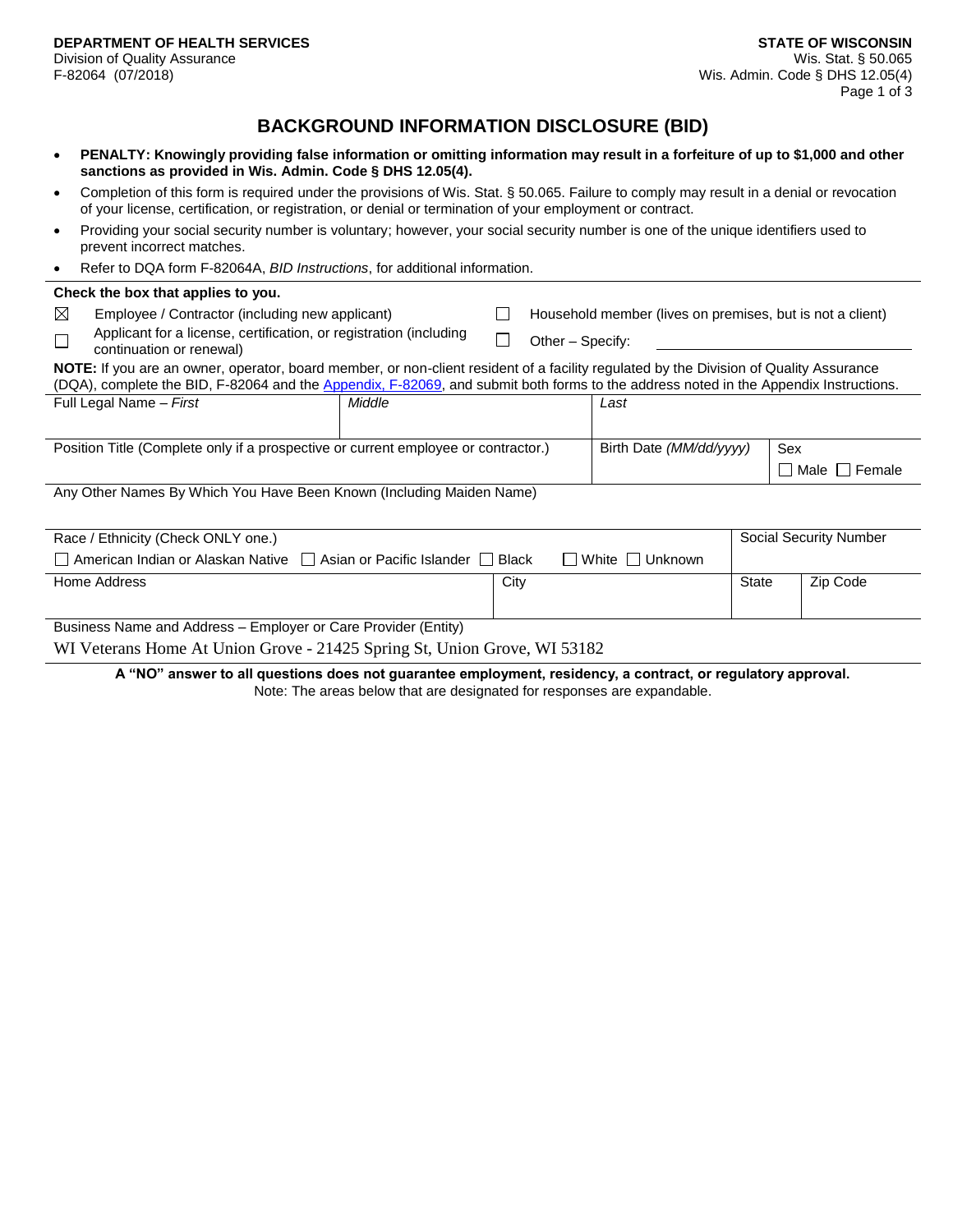**DEPARTMENT OF HEALTH SERVICES**
Division of Quality Assurance
F-82064 (07/2018)

**STATE OF WISCONSIN**
Wis. Stat. § 50.065
Wis. Admin. Code § DHS 12.05(4)

# BACKGROUND INFORMATION DISCLOSURE (BID)

- **PENALTY: Knowingly providing false information or omitting information may result in a forfeiture of up to $1,000 and other sanctions as provided in Wis. Admin. Code § DHS 12.05(4).**
- Completion of this form is required under the provisions of Wis. Stat. § 50.065. Failure to comply may result in a denial or revocation of your license, certification, or registration, or denial or termination of your employment or contract.
- Providing your social security number is voluntary; however, your social security number is one of the unique identifiers used to prevent incorrect matches.
- Refer to DQA form F-82064A, *BID Instructions*, for additional information.

**Check the box that applies to you.**

☒ Employee / Contractor (including new applicant)
☐ Household member (lives on premises, but is not a client)
☐ Applicant for a license, certification, or registration (including continuation or renewal)
☐ Other – Specify: ______________________

**NOTE:** If you are an owner, operator, board member, or non-client resident of a facility regulated by the Division of Quality Assurance (DQA), complete the BID, F-82064 and the Appendix, F-82069, and submit both forms to the address noted in the Appendix Instructions.

| Full Legal Name – *First* | *Middle* | *Last* | |
|---|---|---|---|
| | | | |
| Position Title (Complete only if a prospective or current employee or contractor.) | | Birth Date *(MM/dd/yyyy)* | Sex ☐ Male ☐ Female |
| Any Other Names By Which You Have Been Known (Including Maiden Name) | | | |
| | | | |
| Race / Ethnicity (Check ONLY one.) ☐ American Indian or Alaskan Native ☐ Asian or Pacific Islander ☐ Black ☐ White ☐ Unknown | | | Social Security Number |
| Home Address | City | State | Zip Code |
| | | | |
| Business Name and Address – Employer or Care Provider (Entity) | | | |
| WI Veterans Home At Union Grove - 21425 Spring St, Union Grove, WI 53182 | | | |

**A "NO" answer to all questions does not guarantee employment, residency, a contract, or regulatory approval.**

Note: The areas below that are designated for responses are expandable.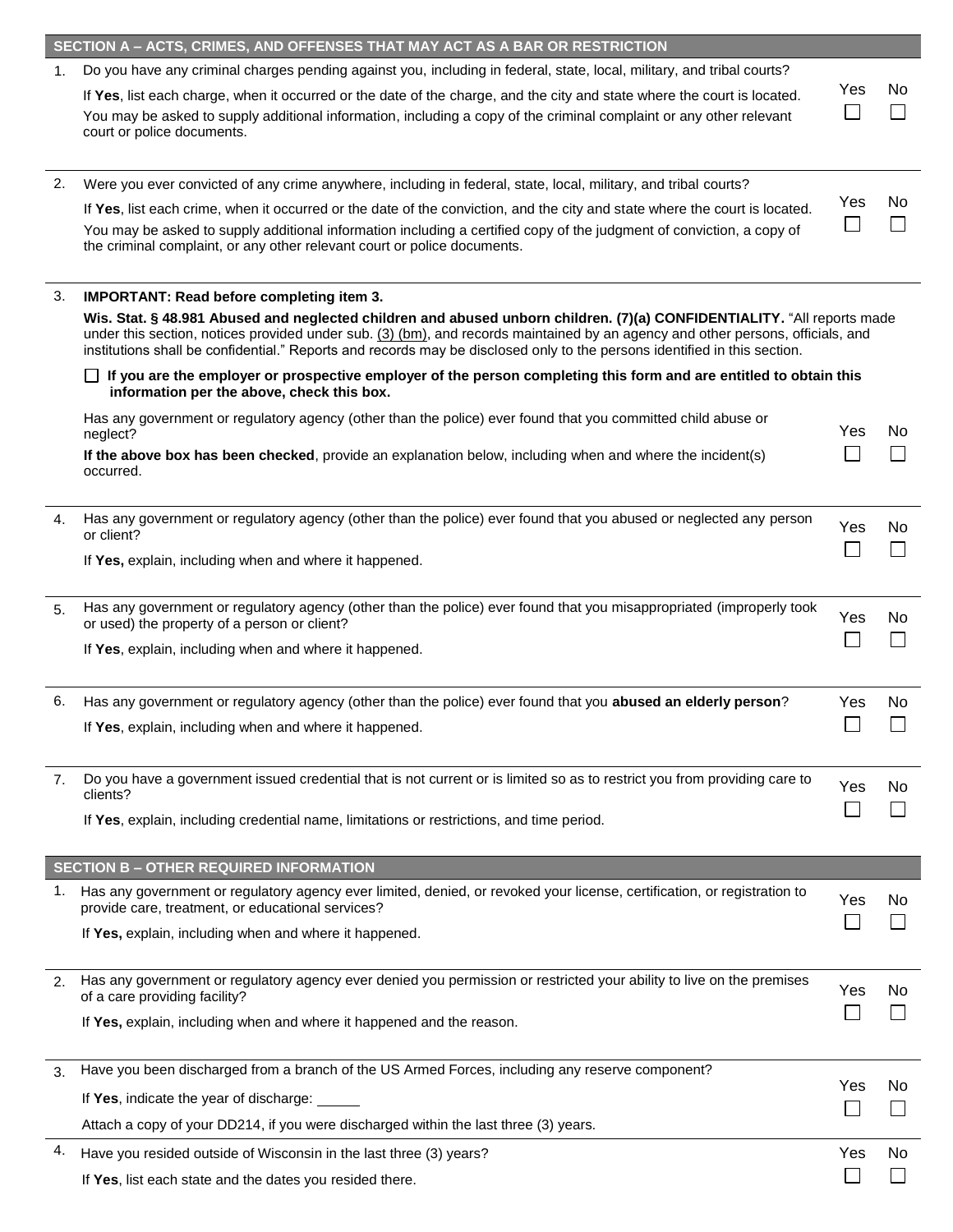## SECTION A – ACTS, CRIMES, AND OFFENSES THAT MAY ACT AS A BAR OR RESTRICTION

1. Do you have any criminal charges pending against you, including in federal, state, local, military, and tribal courts?

   If **Yes**, list each charge, when it occurred or the date of the charge, and the city and state where the court is located. You may be asked to supply additional information, including a copy of the criminal complaint or any other relevant court or police documents.

   ☐ Yes ☐ No

2. Were you ever convicted of any crime anywhere, including in federal, state, local, military, and tribal courts?

   If **Yes**, list each crime, when it occurred or the date of the conviction, and the city and state where the court is located. You may be asked to supply additional information including a certified copy of the judgment of conviction, a copy of the criminal complaint, or any other relevant court or police documents.

   ☐ Yes ☐ No

3. **IMPORTANT: Read before completing item 3.**

   **Wis. Stat. § 48.981 Abused and neglected children and abused unborn children. (7)(a) CONFIDENTIALITY.** "All reports made under this section, notices provided under sub. (3) (bm), and records maintained by an agency and other persons, officials, and institutions shall be confidential." Reports and records may be disclosed only to the persons identified in this section.

   ☐ **If you are the employer or prospective employer of the person completing this form and are entitled to obtain this information per the above, check this box.**

   Has any government or regulatory agency (other than the police) ever found that you committed child abuse or neglect?

   **If the above box has been checked**, provide an explanation below, including when and where the incident(s) occurred.

   ☐ Yes ☐ No

4. Has any government or regulatory agency (other than the police) ever found that you abused or neglected any person or client?

   If **Yes,** explain, including when and where it happened.

   ☐ Yes ☐ No

5. Has any government or regulatory agency (other than the police) ever found that you misappropriated (improperly took or used) the property of a person or client?

   If **Yes**, explain, including when and where it happened.

   ☐ Yes ☐ No

6. Has any government or regulatory agency (other than the police) ever found that you **abused an elderly person**?

   If **Yes**, explain, including when and where it happened.

   ☐ Yes ☐ No

7. Do you have a government issued credential that is not current or is limited so as to restrict you from providing care to clients?

   If **Yes**, explain, including credential name, limitations or restrictions, and time period.

   ☐ Yes ☐ No

## SECTION B – OTHER REQUIRED INFORMATION

1. Has any government or regulatory agency ever limited, denied, or revoked your license, certification, or registration to provide care, treatment, or educational services?

   If **Yes,** explain, including when and where it happened.

   ☐ Yes ☐ No

2. Has any government or regulatory agency ever denied you permission or restricted your ability to live on the premises of a care providing facility?

   If **Yes,** explain, including when and where it happened and the reason.

   ☐ Yes ☐ No

3. Have you been discharged from a branch of the US Armed Forces, including any reserve component?

   If **Yes**, indicate the year of discharge: ______

   Attach a copy of your DD214, if you were discharged within the last three (3) years.

   ☐ Yes ☐ No

4. Have you resided outside of Wisconsin in the last three (3) years?

   If **Yes**, list each state and the dates you resided there.

   ☐ Yes ☐ No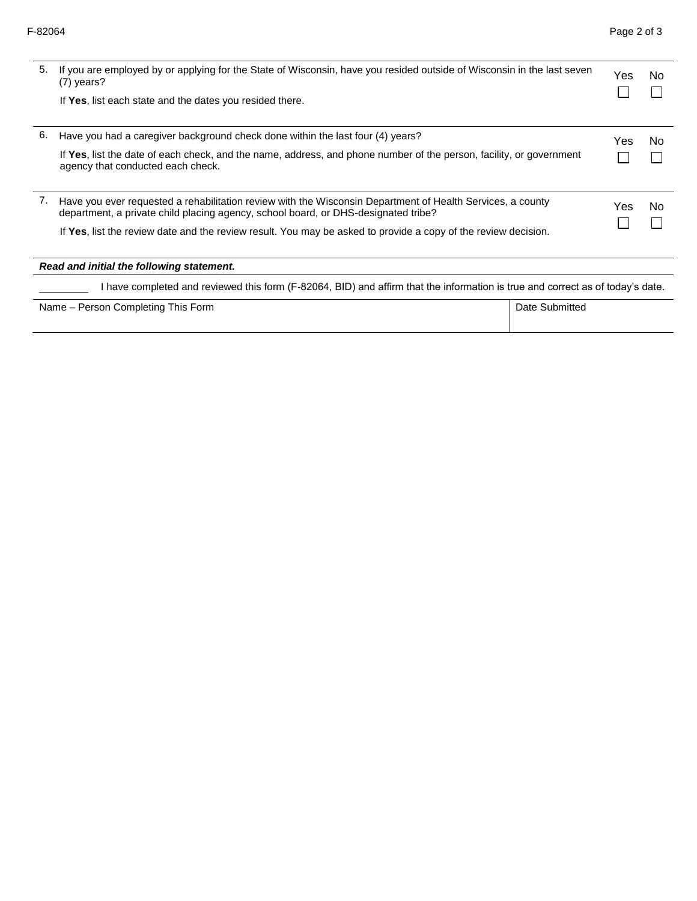5. If you are employed by or applying for the State of Wisconsin, have you resided outside of Wisconsin in the last seven (7) years? Yes ☐ No ☐

   If **Yes**, list each state and the dates you resided there.

6. Have you had a caregiver background check done within the last four (4) years? Yes ☐ No ☐

   If **Yes**, list the date of each check, and the name, address, and phone number of the person, facility, or government agency that conducted each check.

7. Have you ever requested a rehabilitation review with the Wisconsin Department of Health Services, a county department, a private child placing agency, school board, or DHS-designated tribe? Yes ☐ No ☐

   If **Yes**, list the review date and the review result. You may be asked to provide a copy of the review decision.

***Read and initial the following statement.***

________ I have completed and reviewed this form (F-82064, BID) and affirm that the information is true and correct as of today's date.

| Name – Person Completing This Form | Date Submitted |
| --- | --- |
| | |